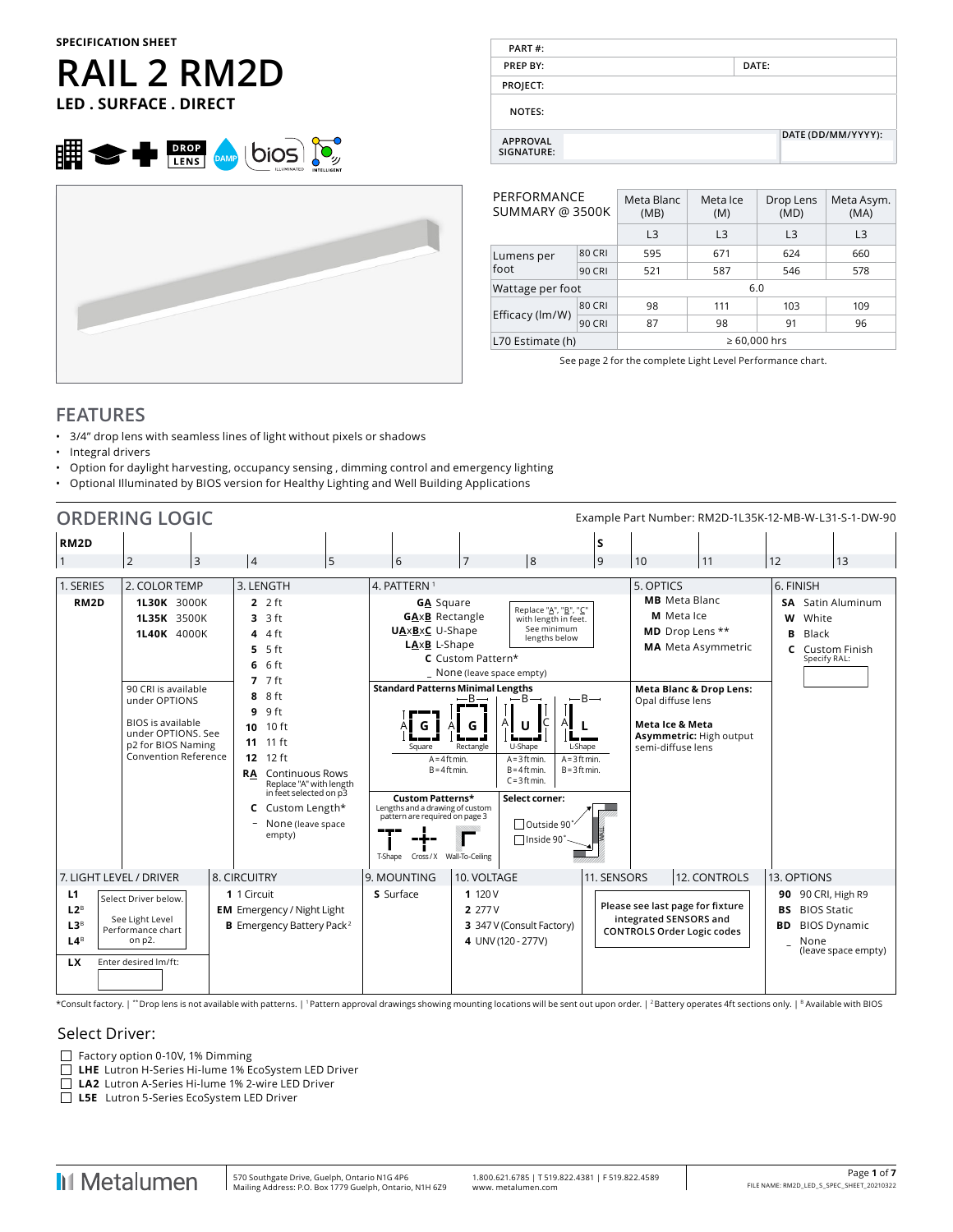SPECIFICATION SHEET

# RAIL 2 RM2D

**LED . SURFACE . DIRECT**

| PART #: | |
|---|---|
| PREP BY: | DATE: |
| PROJECT: | |
| NOTES: | |
| APPROVAL SIGNATURE: | DATE (DD/MM/YYYY): |

| PERFORMANCE SUMMARY @ 3500K | | Meta Blanc (MB) | Meta Ice (M) | Drop Lens (MD) | Meta Asym. (MA) |
|---|---|---|---|---|---|
| | | L3 | L3 | L3 | L3 |
| Lumens per foot | 80 CRI | 595 | 671 | 624 | 660 |
| | 90 CRI | 521 | 587 | 546 | 578 |
| Wattage per foot | | 6.0 | | | |
| Efficacy (lm/W) | 80 CRI | 98 | 111 | 103 | 109 |
| | 90 CRI | 87 | 98 | 91 | 96 |
| L70 Estimate (h) | | ≥ 60,000 hrs | | | |

See page 2 for the complete Light Level Performance chart.

## FEATURES

- 3/4" drop lens with seamless lines of light without pixels or shadows
- Integral drivers
- Option for daylight harvesting, occupancy sensing , dimming control and emergency lighting
- Optional Illuminated by BIOS version for Healthy Lighting and Well Building Applications

## ORDERING LOGIC

Example Part Number: RM2D-1L35K-12-MB-W-L31-S-1-DW-90

| RM2D | | | | | | | | S | | | | |
|---|---|---|---|---|---|---|---|---|---|---|---|---|
| 1 | 2 | 3 | 4 | 5 | 6 | 7 | 8 | 9 | 10 | 11 | 12 | 13 |

**1. SERIES**
- **RM2D**

**2. COLOR TEMP**
- **1L30K** 3000K
- **1L35K** 3500K
- **1L40K** 4000K

90 CRI is available under OPTIONS

BIOS is available under OPTIONS. See p2 for BIOS Naming Convention Reference

**3. LENGTH**
- **2** 2 ft
- **3** 3 ft
- **4** 4 ft
- **5** 5 ft
- **6** 6 ft
- **7** 7 ft
- **8** 8 ft
- **9** 9 ft
- **10** 10 ft
- **11** 11 ft
- **12** 12 ft
- **RA** Continuous Rows (Replace "A" with length in feet selected on p3)
- **C** Custom Length*
- **–** None (leave space empty)

**4. PATTERN** [1]
- **GA** Square
- **GAxB** Rectangle
- **UAxBxC** U-Shape
- **LAxB** L-Shape
- **C** Custom Pattern*
- _ None (leave space empty)

Replace "A", "B", "C" with length in feet. See minimum lengths below

**Standard Patterns Minimal Lengths**
- Square: A = 4 ft min.
- Rectangle: B = 4 ft min.
- U-Shape: A = 3 ft min. B = 4 ft min. C = 3 ft min.
- L-Shape: A = 3 ft min. B = 3 ft min.

**Custom Patterns*** Lengths and a drawing of custom pattern are required on page 3 (T-Shape, Cross / X, Wall-To-Ceiling)

**Select corner:**
- ☐ Outside 90°
- ☐ Inside 90°

**5. OPTICS**
- **MB** Meta Blanc
- **M** Meta Ice
- **MD** Drop Lens **
- **MA** Meta Asymmetric

**Meta Blanc & Drop Lens:** Opal diffuse lens

**Meta Ice & Meta Asymmetric:** High output semi-diffuse lens

**6. FINISH**
- **SA** Satin Aluminum
- **W** White
- **B** Black
- **C** Custom Finish (Specify RAL: ______)

**7. LIGHT LEVEL / DRIVER**
- **L1**
- **L2**[B]
- **L3**[B]
- **L4**[B]

Select Driver below. See Light Level Performance chart on p2.

- **LX** Enter desired lm/ft: ______

**8. CIRCUITRY**
- **1** 1 Circuit
- **EM** Emergency / Night Light
- **B** Emergency Battery Pack [2]

**9. MOUNTING**
- **S** Surface

**10. VOLTAGE**
- **1** 120 V
- **2** 277 V
- **3** 347 V (Consult Factory)
- **4** UNV (120 - 277V)

**11. SENSORS / 12. CONTROLS**

Please see last page for fixture integrated SENSORS and CONTROLS Order Logic codes

**13. OPTIONS**
- **90** 90 CRI, High R9
- **BS** BIOS Static
- **BD** BIOS Dynamic
- _ None (leave space empty)

*Consult factory. | **Drop lens is not available with patterns. | [1] Pattern approval drawings showing mounting locations will be sent out upon order. | [2] Battery operates 4ft sections only. | [B] Available with BIOS

## Select Driver:

- ☐ Factory option 0-10V, 1% Dimming
- ☐ **LHE** Lutron H-Series Hi-lume 1% EcoSystem LED Driver
- ☐ **LA2** Lutron A-Series Hi-lume 1% 2-wire LED Driver
- ☐ **L5E** Lutron 5-Series EcoSystem LED Driver

Metalumen | 570 Southgate Drive, Guelph, Ontario N1G 4P6 Mailing Address: P.O. Box 1779 Guelph, Ontario, N1H 6Z9 | 1.800.621.6785 | T 519.822.4381 | F 519.822.4589 www.metalumen.com | FILE NAME: RM2D_LED_S_SPEC_SHEET_20210322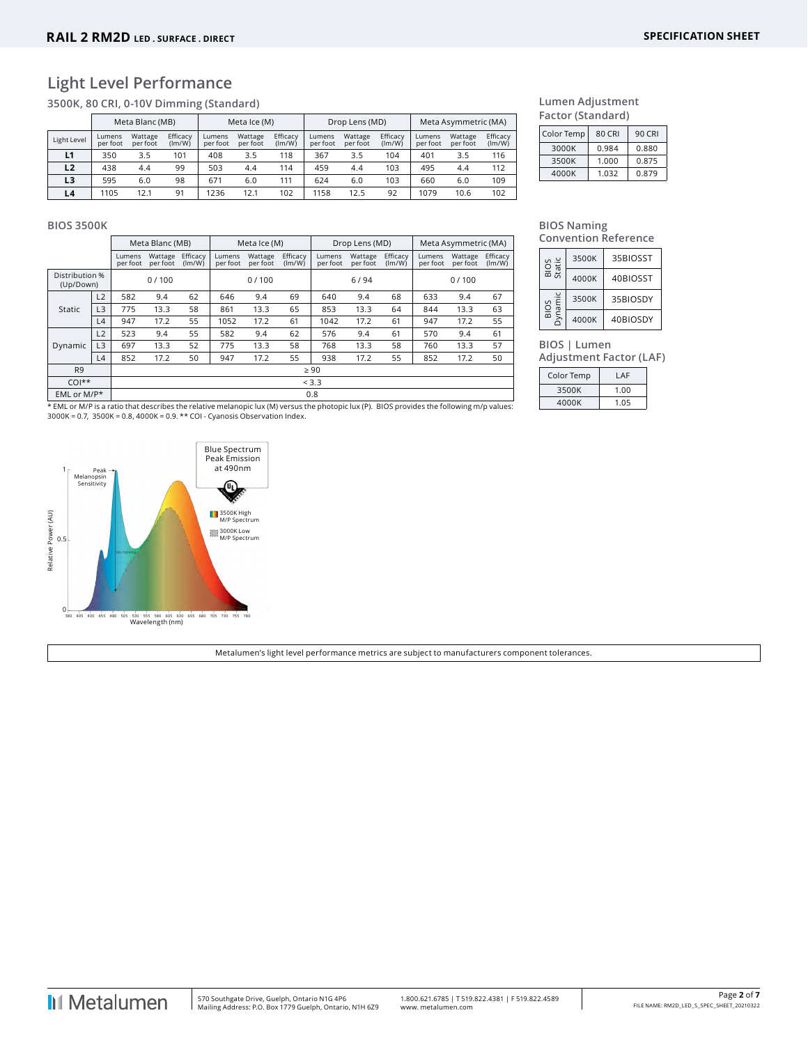## Light Level Performance

### 3500K, 80 CRI, 0-10V Dimming (Standard)

| Light Level | Meta Blanc (MB) | | | Meta Ice (M) | | | Drop Lens (MD) | | | Meta Asymmetric (MA) | | |
|---|---|---|---|---|---|---|---|---|---|---|---|---|
| | Lumens per foot | Wattage per foot | Efficacy (lm/W) | Lumens per foot | Wattage per foot | Efficacy (lm/W) | Lumens per foot | Wattage per foot | Efficacy (lm/W) | Lumens per foot | Wattage per foot | Efficacy (lm/W) |
| **L1** | 350 | 3.5 | 101 | 408 | 3.5 | 118 | 367 | 3.5 | 104 | 401 | 3.5 | 116 |
| **L2** | 438 | 4.4 | 99 | 503 | 4.4 | 114 | 459 | 4.4 | 103 | 495 | 4.4 | 112 |
| **L3** | 595 | 6.0 | 98 | 671 | 6.0 | 111 | 624 | 6.0 | 103 | 660 | 6.0 | 109 |
| **L4** | 1105 | 12.1 | 91 | 1236 | 12.1 | 102 | 1158 | 12.5 | 92 | 1079 | 10.6 | 102 |

### Lumen Adjustment Factor (Standard)

| Color Temp | 80 CRI | 90 CRI |
|---|---|---|
| 3000K | 0.984 | 0.880 |
| 3500K | 1.000 | 0.875 |
| 4000K | 1.032 | 0.879 |

### BIOS 3500K

| | | Meta Blanc (MB) | | | Meta Ice (M) | | | Drop Lens (MD) | | | Meta Asymmetric (MA) | | |
|---|---|---|---|---|---|---|---|---|---|---|---|---|---|
| | | Lumens per foot | Wattage per foot | Efficacy (lm/W) | Lumens per foot | Wattage per foot | Efficacy (lm/W) | Lumens per foot | Wattage per foot | Efficacy (lm/W) | Lumens per foot | Wattage per foot | Efficacy (lm/W) |
| Distribution % (Up/Down) | | 0 / 100 | | | 0 / 100 | | | 6 / 94 | | | 0 / 100 | | |
| Static | L2 | 582 | 9.4 | 62 | 646 | 9.4 | 69 | 640 | 9.4 | 68 | 633 | 9.4 | 67 |
| | L3 | 775 | 13.3 | 58 | 861 | 13.3 | 65 | 853 | 13.3 | 64 | 844 | 13.3 | 63 |
| | L4 | 947 | 17.2 | 55 | 1052 | 17.2 | 61 | 1042 | 17.2 | 61 | 947 | 17.2 | 55 |
| Dynamic | L2 | 523 | 9.4 | 55 | 582 | 9.4 | 62 | 576 | 9.4 | 61 | 570 | 9.4 | 61 |
| | L3 | 697 | 13.3 | 52 | 775 | 13.3 | 58 | 768 | 13.3 | 58 | 760 | 13.3 | 57 |
| | L4 | 852 | 17.2 | 50 | 947 | 17.2 | 55 | 938 | 17.2 | 55 | 852 | 17.2 | 50 |
| R9 | | ≥ 90 | | | | | | | | | | | |
| COI** | | < 3.3 | | | | | | | | | | | |
| EML or M/P* | | 0.8 | | | | | | | | | | | |

* EML or M/P is a ratio that describes the relative melanopic lux (M) versus the photopic lux (P). BIOS provides the following m/p values: 3000K = 0.7, 3500K = 0.8, 4000K = 0.9. ** COI - Cyanosis Observation Index.

### BIOS Naming Convention Reference

| | | |
|---|---|---|
| BIOS Static | 3500K | 35BIOSST |
| | 4000K | 40BIOSST |
| BIOS Dynamic | 3500K | 35BIOSDY |
| | 4000K | 40BIOSDY |

### BIOS | Lumen Adjustment Factor (LAF)

| Color Temp | LAF |
|---|---|
| 3500K | 1.00 |
| 4000K | 1.05 |

Blue Spectrum Peak Emission at 490nm

Metalumen's light level performance metrics are subject to manufacturers component tolerances.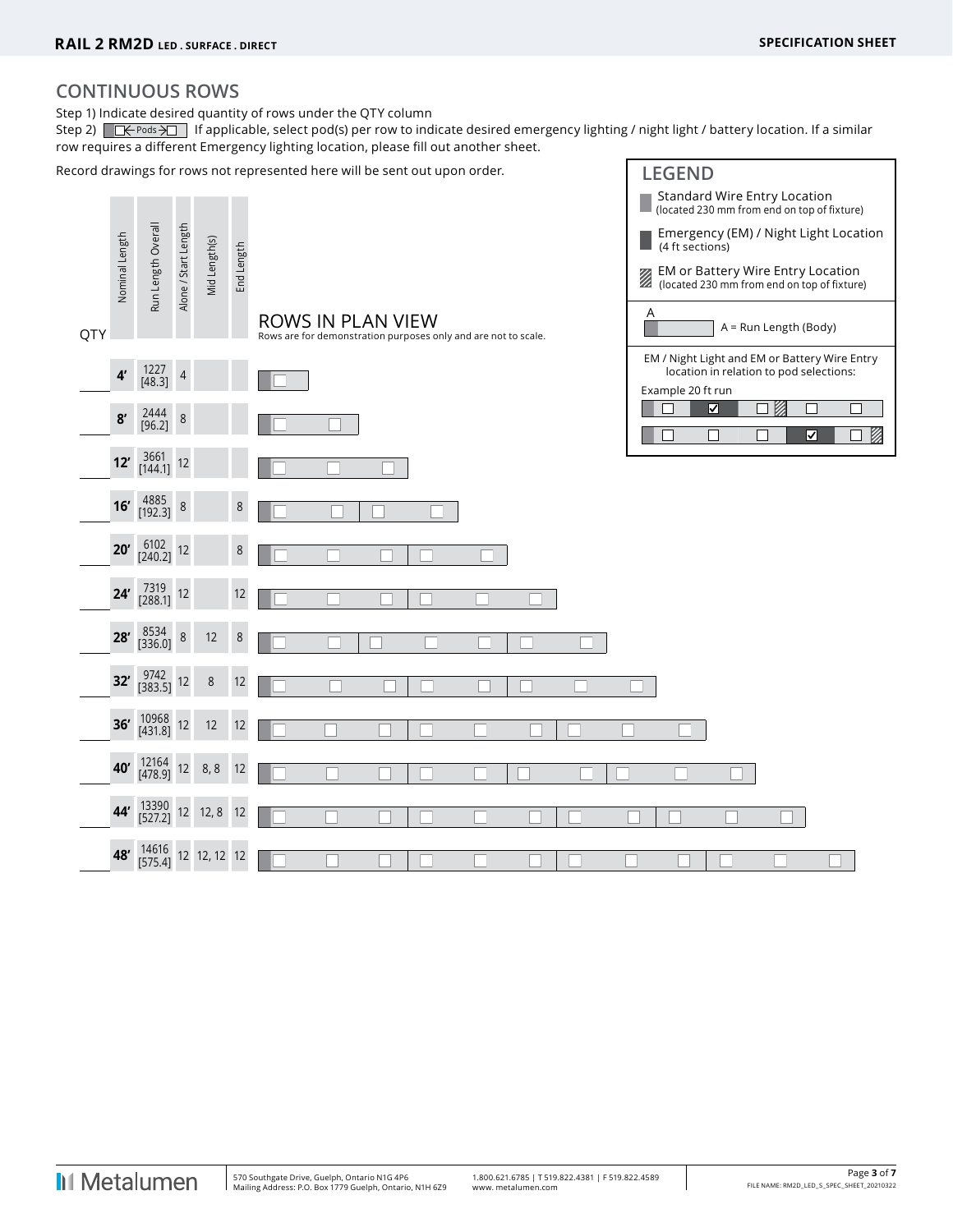## CONTINUOUS ROWS

Step 1) Indicate desired quantity of rows under the QTY column

Step 2) ☐← Pods →☐ If applicable, select pod(s) per row to indicate desired emergency lighting / night light / battery location. If a similar row requires a different Emergency lighting location, please fill out another sheet.

Record drawings for rows not represented here will be sent out upon order.

| QTY | Nominal Length | Run Length Overall | Alone / Start Length | Mid Length(s) | End Length |
|---|---|---|---|---|---|
| | 4' | 1227 [48.3] | 4 | | |
| | 8' | 2444 [96.2] | 8 | | |
| | 12' | 3661 [144.1] | 12 | | |
| | 16' | 4885 [192.3] | 8 | | 8 |
| | 20' | 6102 [240.2] | 12 | | 8 |
| | 24' | 7319 [288.1] | 12 | | 12 |
| | 28' | 8534 [336.0] | 8 | 12 | 8 |
| | 32' | 9742 [383.5] | 12 | 8 | 12 |
| | 36' | 10968 [431.8] | 12 | 12 | 12 |
| | 40' | 12164 [478.9] | 12 | 8, 8 | 12 |
| | 44' | 13390 [527.2] | 12 | 12, 8 | 12 |
| | 48' | 14616 [575.4] | 12 | 12, 12 | 12 |

### ROWS IN PLAN VIEW

Rows are for demonstration purposes only and are not to scale.

### LEGEND

- Standard Wire Entry Location (located 230 mm from end on top of fixture)
- Emergency (EM) / Night Light Location (4 ft sections)
- EM or Battery Wire Entry Location (located 230 mm from end on top of fixture)

A = Run Length (Body)

EM / Night Light and EM or Battery Wire Entry location in relation to pod selections:

Example 20 ft run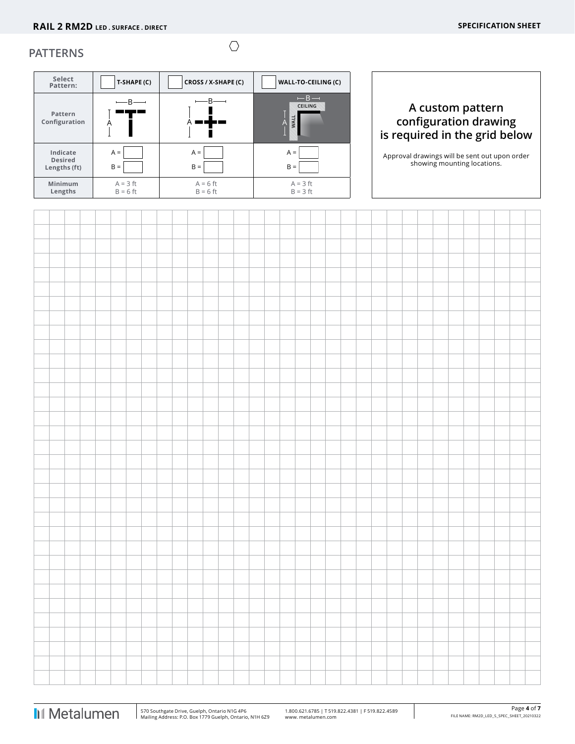## PATTERNS

| Select Pattern: | T-SHAPE (C) | CROSS / X-SHAPE (C) | WALL-TO-CEILING (C) |
|---|---|---|---|
| Pattern Configuration | | | |
| Indicate Desired Lengths (ft) | A = <br> B = | A = <br> B = | A = <br> B = |
| Minimum Lengths | A = 3 ft <br> B = 6 ft | A = 6 ft <br> B = 6 ft | A = 3 ft <br> B = 3 ft |

### A custom pattern configuration drawing is required in the grid below

Approval drawings will be sent out upon order showing mounting locations.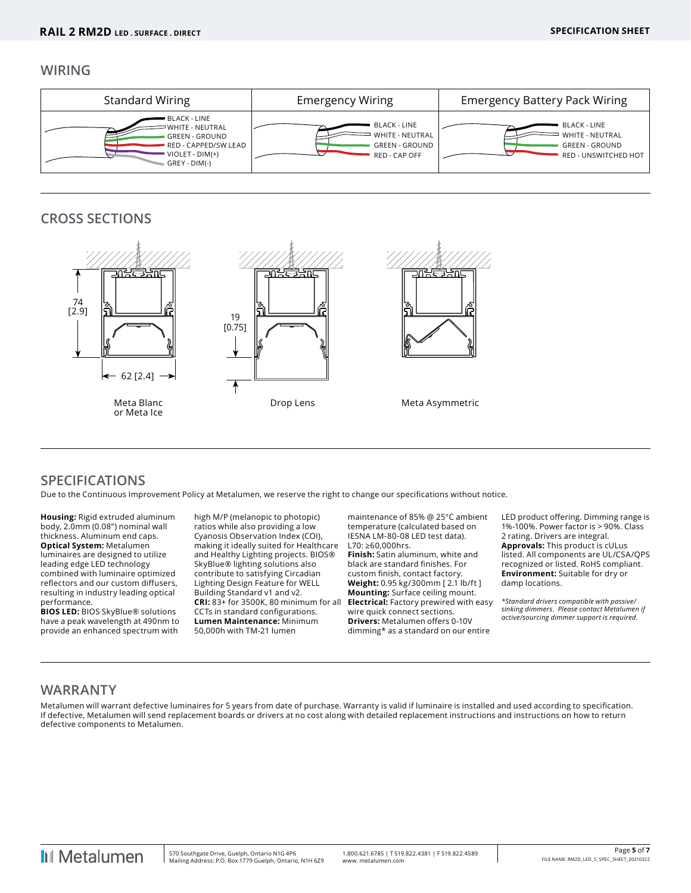## WIRING

| Standard Wiring | Emergency Wiring | Emergency Battery Pack Wiring |
|---|---|---|
| BLACK - LINE<br>WHITE - NEUTRAL<br>GREEN - GROUND<br>RED - CAPPED/SW LEAD<br>VIOLET - DIM(+)<br>GREY - DIM(-) | BLACK - LINE<br>WHITE - NEUTRAL<br>GREEN - GROUND<br>RED - CAP OFF | BLACK - LINE<br>WHITE - NEUTRAL<br>GREEN - GROUND<br>RED - UNSWITCHED HOT |

## CROSS SECTIONS

74 [2.9]

62 [2.4]

Meta Blanc or Meta Ice

19 [0.75]

Drop Lens

Meta Asymmetric

## SPECIFICATIONS

Due to the Continuous Improvement Policy at Metalumen, we reserve the right to change our specifications without notice.

**Housing:** Rigid extruded aluminum body, 2.0mm (0.08") nominal wall thickness. Aluminum end caps.
**Optical System:** Metalumen luminaires are designed to utilize leading edge LED technology combined with luminaire optimized reflectors and our custom diffusers, resulting in industry leading optical performance.
**BIOS LED:** BIOS SkyBlue® solutions have a peak wavelength at 490nm to provide an enhanced spectrum with high M/P (melanopic to photopic) ratios while also providing a low Cyanosis Observation Index (COI), making it ideally suited for Healthcare and Healthy Lighting projects. BIOS® SkyBlue® lighting solutions also contribute to satisfying Circadian Lighting Design Feature for WELL Building Standard v1 and v2.
**CRI:** 83+ for 3500K, 80 minimum for all CCTs in standard configurations.
**Lumen Maintenance:** Minimum 50,000h with TM-21 lumen maintenance of 85% @ 25°C ambient temperature (calculated based on IESNA LM-80-08 LED test data). L70: ≥60,000hrs.
**Finish:** Satin aluminum, white and black are standard finishes. For custom finish, contact factory.
**Weight:** 0.95 kg/300mm [ 2.1 lb/ft ]
**Mounting:** Surface ceiling mount.
**Electrical:** Factory prewired with easy wire quick connect sections.
**Drivers:** Metalumen offers 0-10V dimming* as a standard on our entire LED product offering. Dimming range is 1%-100%. Power factor is > 90%. Class 2 rating. Drivers are integral.
**Approvals:** This product is cULus listed. All components are UL/CSA/QPS recognized or listed. RoHS compliant.
**Environment:** Suitable for dry or damp locations.

*\*Standard drivers compatible with passive/sinking dimmers. Please contact Metalumen if active/sourcing dimmer support is required.*

## WARRANTY

Metalumen will warrant defective luminaires for 5 years from date of purchase. Warranty is valid if luminaire is installed and used according to specification. If defective, Metalumen will send replacement boards or drivers at no cost along with detailed replacement instructions and instructions on how to return defective components to Metalumen.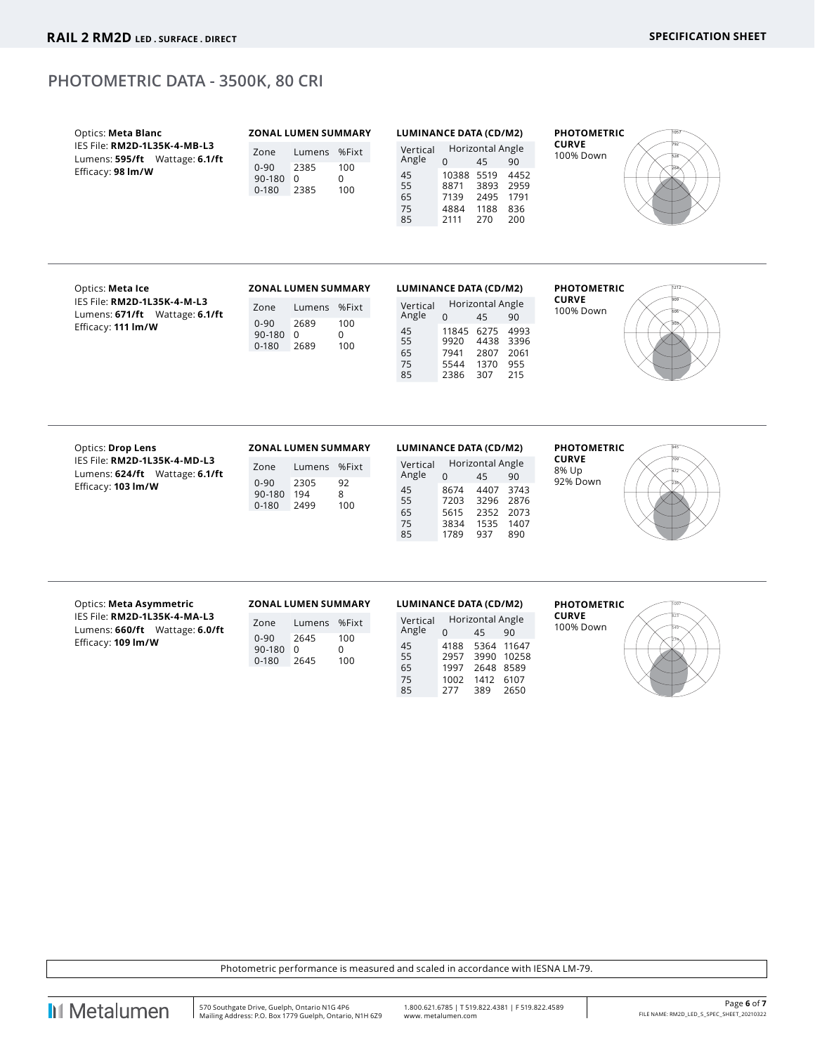## PHOTOMETRIC DATA - 3500K, 80 CRI

Optics: **Meta Blanc**
IES File: **RM2D-1L35K-4-MB-L3**
Lumens: **595/ft** Wattage: **6.1/ft**
Efficacy: **98 lm/W**

**ZONAL LUMEN SUMMARY**

| Zone | Lumens | %Fixt |
|---|---|---|
| 0-90 | 2385 | 100 |
| 90-180 | 0 | 0 |
| 0-180 | 2385 | 100 |

**LUMINANCE DATA (CD/M2)**

| Vertical Angle | Horizontal Angle 0 | 45 | 90 |
|---|---|---|---|
| 45 | 10388 | 5519 | 4452 |
| 55 | 8871 | 3893 | 2959 |
| 65 | 7139 | 2495 | 1791 |
| 75 | 4884 | 1188 | 836 |
| 85 | 2111 | 270 | 200 |

**PHOTOMETRIC CURVE**
100% Down

---

Optics: **Meta Ice**
IES File: **RM2D-1L35K-4-M-L3**
Lumens: **671/ft** Wattage: **6.1/ft**
Efficacy: **111 lm/W**

**ZONAL LUMEN SUMMARY**

| Zone | Lumens | %Fixt |
|---|---|---|
| 0-90 | 2689 | 100 |
| 90-180 | 0 | 0 |
| 0-180 | 2689 | 100 |

**LUMINANCE DATA (CD/M2)**

| Vertical Angle | Horizontal Angle 0 | 45 | 90 |
|---|---|---|---|
| 45 | 11845 | 6275 | 4993 |
| 55 | 9920 | 4438 | 3396 |
| 65 | 7941 | 2807 | 2061 |
| 75 | 5544 | 1370 | 955 |
| 85 | 2386 | 307 | 215 |

**PHOTOMETRIC CURVE**
100% Down

---

Optics: **Drop Lens**
IES File: **RM2D-1L35K-4-MD-L3**
Lumens: **624/ft** Wattage: **6.1/ft**
Efficacy: **103 lm/W**

**ZONAL LUMEN SUMMARY**

| Zone | Lumens | %Fixt |
|---|---|---|
| 0-90 | 2305 | 92 |
| 90-180 | 194 | 8 |
| 0-180 | 2499 | 100 |

**LUMINANCE DATA (CD/M2)**

| Vertical Angle | Horizontal Angle 0 | 45 | 90 |
|---|---|---|---|
| 45 | 8674 | 4407 | 3743 |
| 55 | 7203 | 3296 | 2876 |
| 65 | 5615 | 2352 | 2073 |
| 75 | 3834 | 1535 | 1407 |
| 85 | 1789 | 937 | 890 |

**PHOTOMETRIC CURVE**
8% Up
92% Down

---

Optics: **Meta Asymmetric**
IES File: **RM2D-1L35K-4-MA-L3**
Lumens: **660/ft** Wattage: **6.0/ft**
Efficacy: **109 lm/W**

**ZONAL LUMEN SUMMARY**

| Zone | Lumens | %Fixt |
|---|---|---|
| 0-90 | 2645 | 100 |
| 90-180 | 0 | 0 |
| 0-180 | 2645 | 100 |

**LUMINANCE DATA (CD/M2)**

| Vertical Angle | Horizontal Angle 0 | 45 | 90 |
|---|---|---|---|
| 45 | 4188 | 5364 | 11647 |
| 55 | 2957 | 3990 | 10258 |
| 65 | 1997 | 2648 | 8589 |
| 75 | 1002 | 1412 | 6107 |
| 85 | 277 | 389 | 2650 |

**PHOTOMETRIC CURVE**
100% Down

---

Photometric performance is measured and scaled in accordance with IESNA LM-79.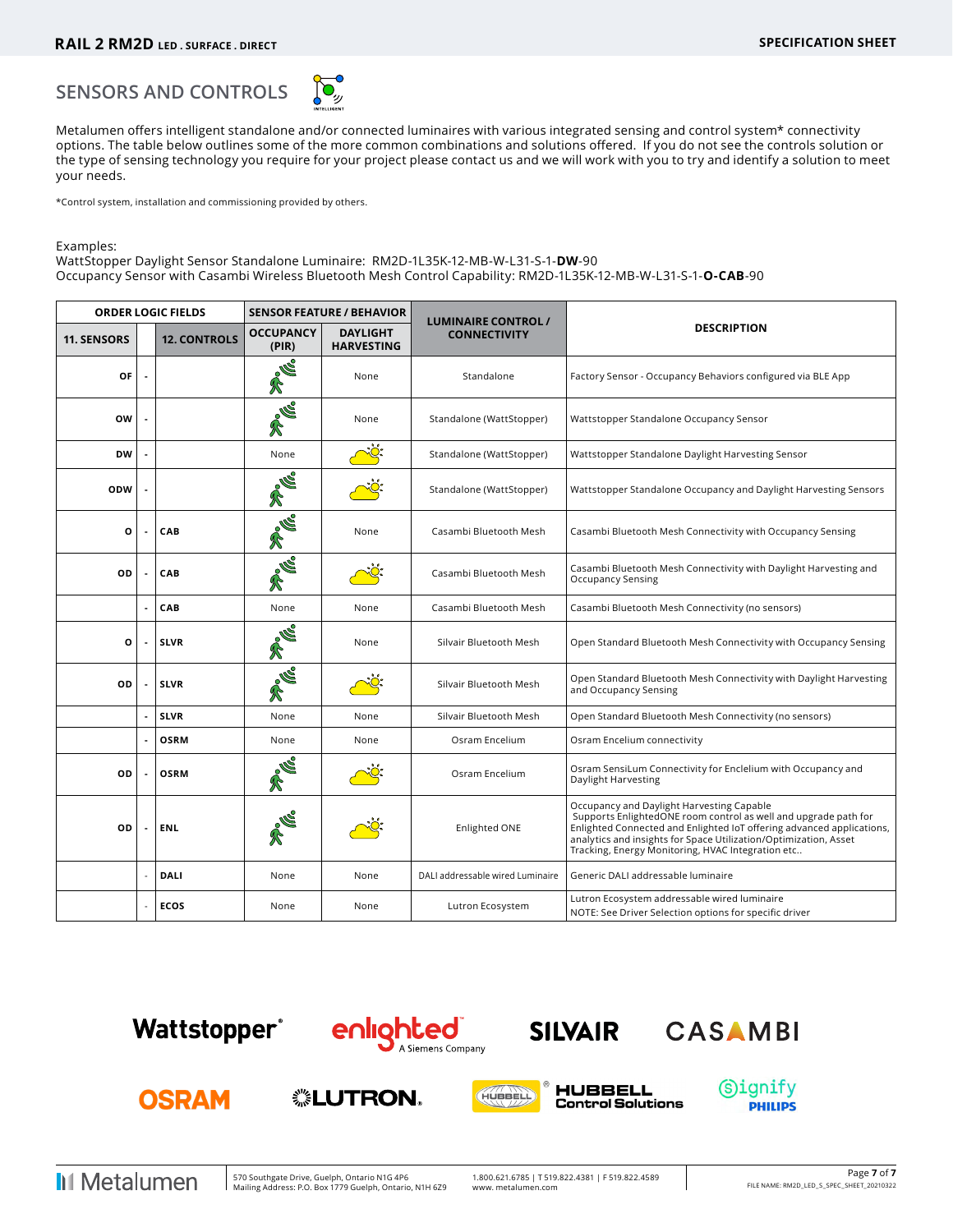## SENSORS AND CONTROLS

Metalumen offers intelligent standalone and/or connected luminaires with various integrated sensing and control system* connectivity options. The table below outlines some of the more common combinations and solutions offered. If you do not see the controls solution or the type of sensing technology you require for your project please contact us and we will work with you to try and identify a solution to meet your needs.

*Control system, installation and commissioning provided by others.

Examples:
WattStopper Daylight Sensor Standalone Luminaire: RM2D-1L35K-12-MB-W-L31-S-1-**DW**-90
Occupancy Sensor with Casambi Wireless Bluetooth Mesh Control Capability: RM2D-1L35K-12-MB-W-L31-S-1-**O-CAB**-90

| ORDER LOGIC FIELDS | | | SENSOR FEATURE / BEHAVIOR | | LUMINAIRE CONTROL / CONNECTIVITY | DESCRIPTION |
|---|---|---|---|---|---|---|
| **11. SENSORS** | | **12. CONTROLS** | **OCCUPANCY (PIR)** | **DAYLIGHT HARVESTING** | | |
| OF | - | | ✓ | None | Standalone | Factory Sensor - Occupancy Behaviors configured via BLE App |
| OW | - | | ✓ | None | Standalone (WattStopper) | Wattstopper Standalone Occupancy Sensor |
| DW | - | | None | ✓ | Standalone (WattStopper) | Wattstopper Standalone Daylight Harvesting Sensor |
| ODW | - | | ✓ | ✓ | Standalone (WattStopper) | Wattstopper Standalone Occupancy and Daylight Harvesting Sensors |
| O | - | CAB | ✓ | None | Casambi Bluetooth Mesh | Casambi Bluetooth Mesh Connectivity with Occupancy Sensing |
| OD | - | CAB | ✓ | ✓ | Casambi Bluetooth Mesh | Casambi Bluetooth Mesh Connectivity with Daylight Harvesting and Occupancy Sensing |
| | - | CAB | None | None | Casambi Bluetooth Mesh | Casambi Bluetooth Mesh Connectivity (no sensors) |
| O | - | SLVR | ✓ | None | Silvair Bluetooth Mesh | Open Standard Bluetooth Mesh Connectivity with Occupancy Sensing |
| OD | - | SLVR | ✓ | ✓ | Silvair Bluetooth Mesh | Open Standard Bluetooth Mesh Connectivity with Daylight Harvesting and Occupancy Sensing |
| | - | SLVR | None | None | Silvair Bluetooth Mesh | Open Standard Bluetooth Mesh Connectivity (no sensors) |
| | - | OSRM | None | None | Osram Encelium | Osram Encelium connectivity |
| OD | - | OSRM | ✓ | ✓ | Osram Encelium | Osram SensiLum Connectivity for Enclelium with Occupancy and Daylight Harvesting |
| OD | - | ENL | ✓ | ✓ | Enlighted ONE | Occupancy and Daylight Harvesting Capable Supports EnlightedONE room control as well and upgrade path for Enlighted Connected and Enlighted IoT offering advanced applications, analytics and insights for Space Utilization/Optimization, Asset Tracking, Energy Monitoring, HVAC Integration etc.. |
| | - | DALI | None | None | DALI addressable wired Luminaire | Generic DALI addressable luminaire |
| | - | ECOS | None | None | Lutron Ecosystem | Lutron Ecosystem addressable wired luminaire<br>NOTE: See Driver Selection options for specific driver |

Wattstopper® enlighted™ A Siemens Company SILVAIR CASAMBI OSRAM LUTRON HUBBELL Control Solutions signify PHILIPS